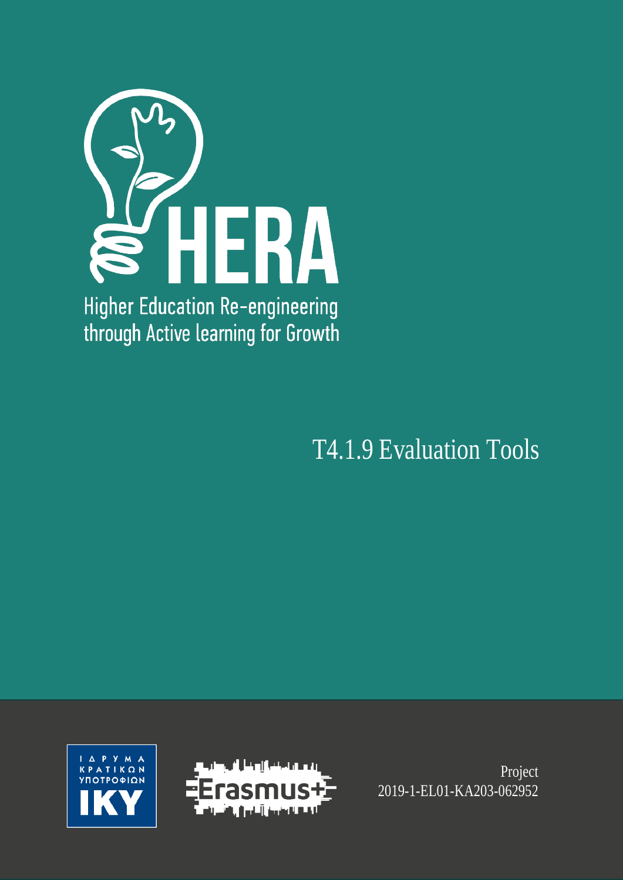# HERA

Higher Education Re-engineering through Active learning for Growth

# T4.1.9 Evaluation Tools

ΙΔΡΥΜΑ ΚΡΑΤΙΚΩΝ ΥΠΟΤΡΟΦΙΩΝ ΙΚΥ

Erasmus+

Project 2019-1-EL01-KA203-062952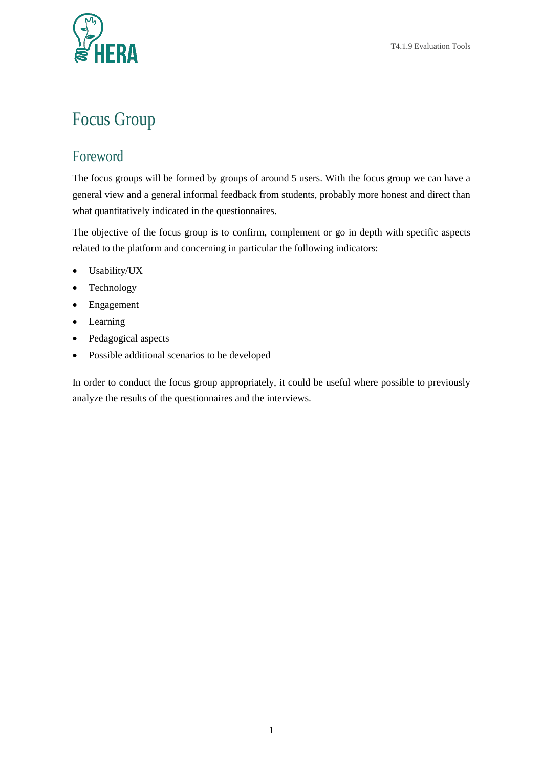# Focus Group

## Foreword

The focus groups will be formed by groups of around 5 users. With the focus group we can have a general view and a general informal feedback from students, probably more honest and direct than what quantitatively indicated in the questionnaires.

The objective of the focus group is to confirm, complement or go in depth with specific aspects related to the platform and concerning in particular the following indicators:

- Usability/UX
- Technology
- Engagement
- Learning
- Pedagogical aspects
- Possible additional scenarios to be developed

In order to conduct the focus group appropriately, it could be useful where possible to previously analyze the results of the questionnaires and the interviews.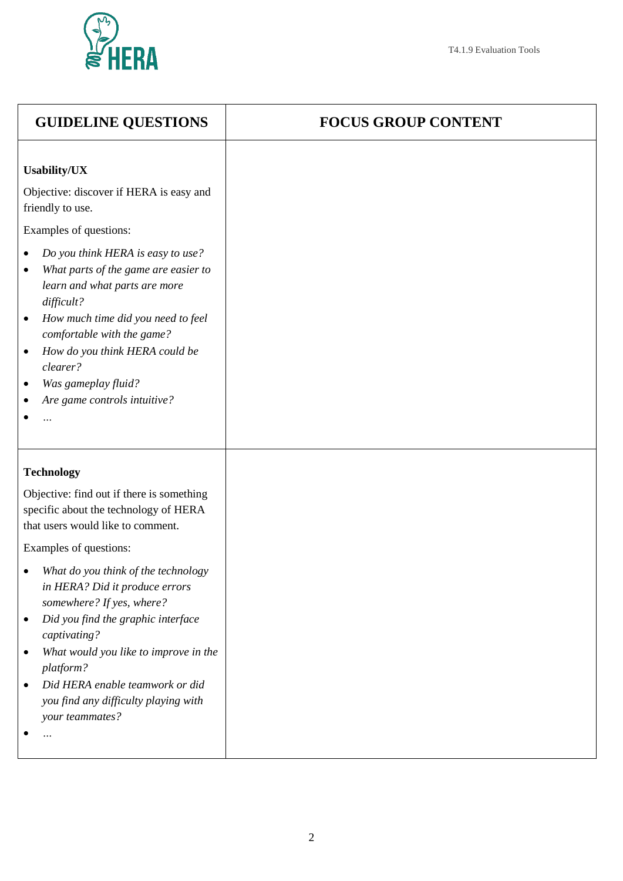| GUIDELINE QUESTIONS | FOCUS GROUP CONTENT |
|---|---|
| **Usability/UX**<br><br>Objective: discover if HERA is easy and friendly to use.<br><br>Examples of questions:<br><br>• *Do you think HERA is easy to use?*<br>• *What parts of the game are easier to learn and what parts are more difficult?*<br>• *How much time did you need to feel comfortable with the game?*<br>• *How do you think HERA could be clearer?*<br>• *Was gameplay fluid?*<br>• *Are game controls intuitive?*<br>• *…* | |
| **Technology**<br><br>Objective: find out if there is something specific about the technology of HERA that users would like to comment.<br><br>Examples of questions:<br><br>• *What do you think of the technology in HERA? Did it produce errors somewhere? If yes, where?*<br>• *Did you find the graphic interface captivating?*<br>• *What would you like to improve in the platform?*<br>• *Did HERA enable teamwork or did you find any difficulty playing with your teammates?*<br>• *…* | |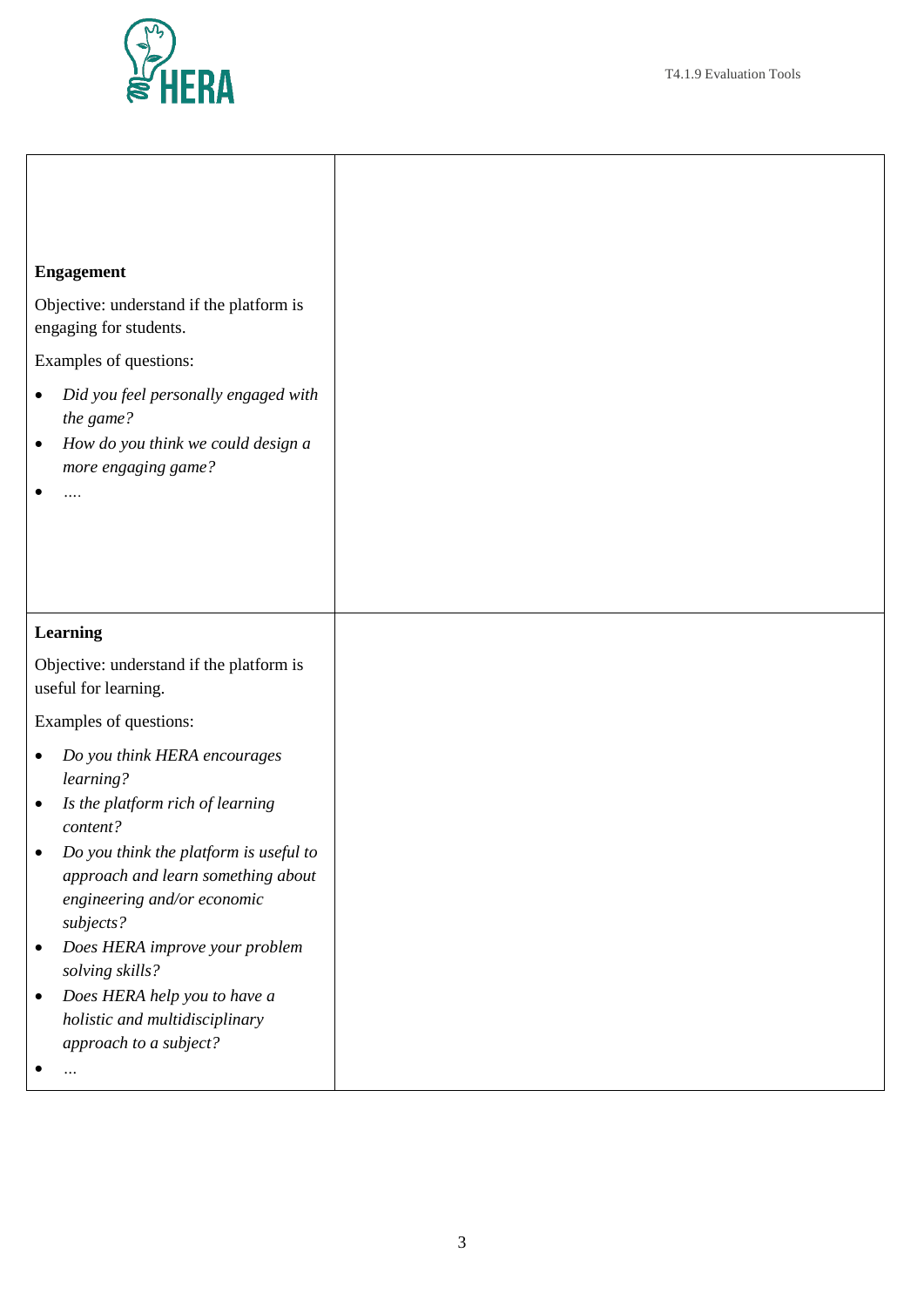| | |
|---|---|
| **Engagement**<br><br>Objective: understand if the platform is engaging for students.<br><br>Examples of questions:<br><br>• *Did you feel personally engaged with the game?*<br>• *How do you think we could design a more engaging game?*<br>• *….* | |
| **Learning**<br><br>Objective: understand if the platform is useful for learning.<br><br>Examples of questions:<br><br>• *Do you think HERA encourages learning?*<br>• *Is the platform rich of learning content?*<br>• *Do you think the platform is useful to approach and learn something about engineering and/or economic subjects?*<br>• *Does HERA improve your problem solving skills?*<br>• *Does HERA help you to have a holistic and multidisciplinary approach to a subject?*<br>• *…* | |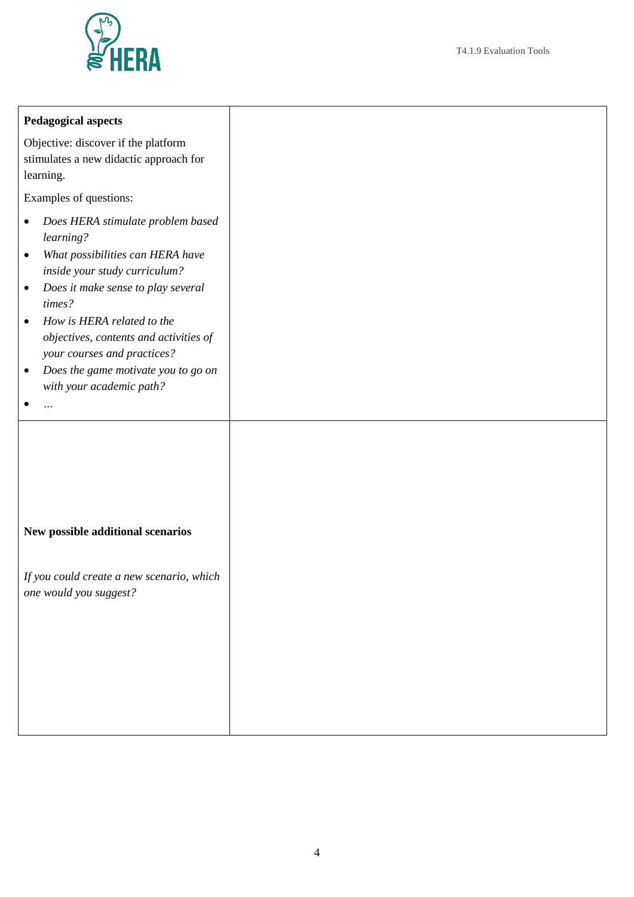| **Pedagogical aspects**<br><br>Objective: discover if the platform stimulates a new didactic approach for learning.<br><br>Examples of questions:<br><br>• *Does HERA stimulate problem based learning?*<br>• *What possibilities can HERA have inside your study curriculum?*<br>• *Does it make sense to play several times?*<br>• *How is HERA related to the objectives, contents and activities of your courses and practices?*<br>• *Does the game motivate you to go on with your academic path?*<br>• *…* | |
|---|---|
| **New possible additional scenarios**<br><br>*If you could create a new scenario, which one would you suggest?* | |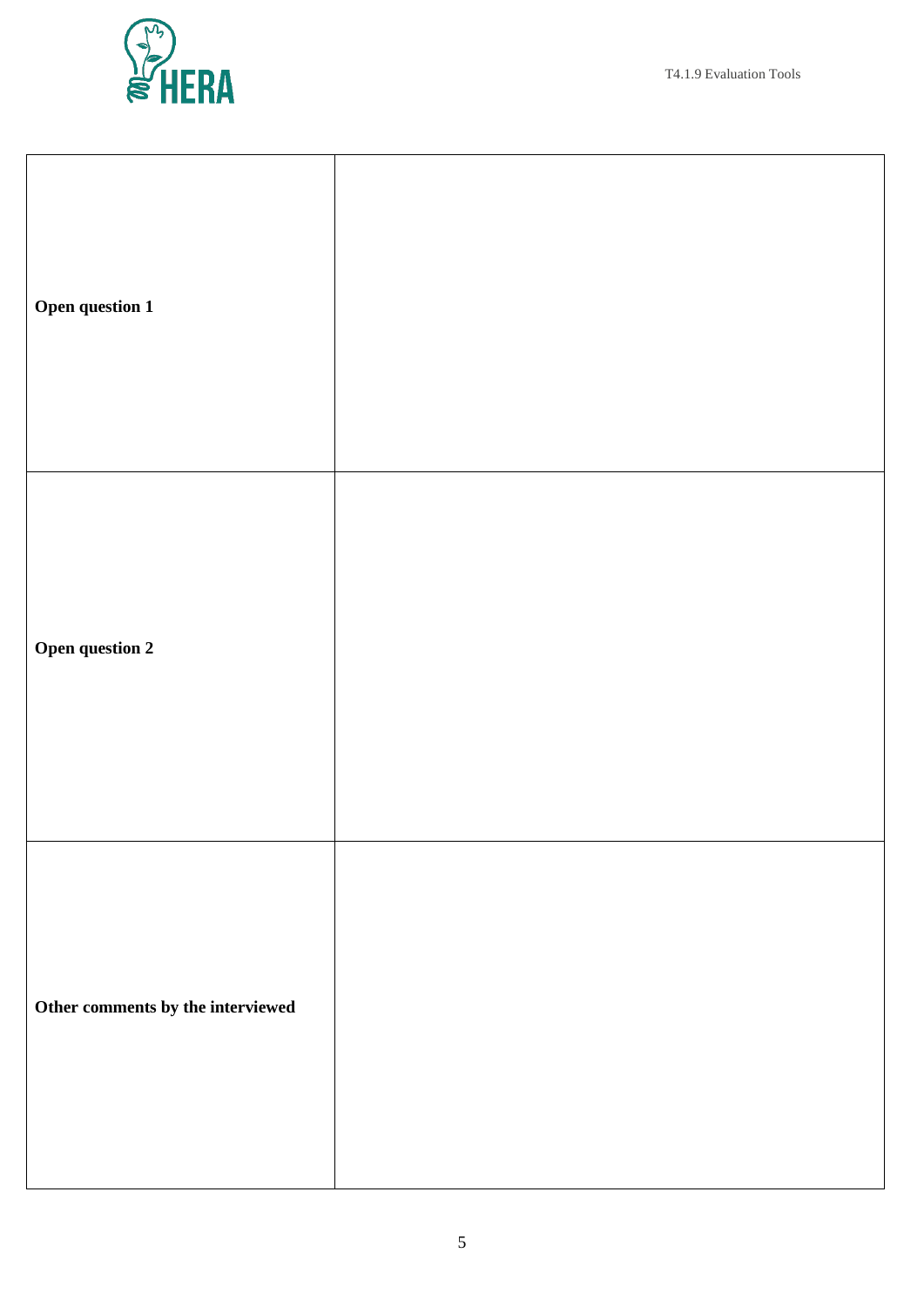| | |
|---|---|
| **Open question 1** | |
| **Open question 2** | |
| **Other comments by the interviewed** | |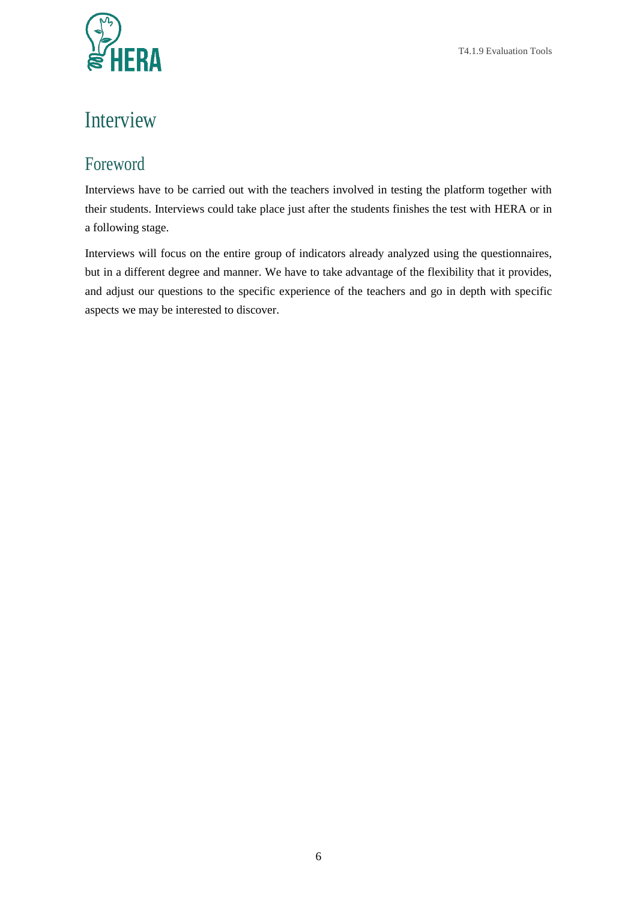# Interview

## Foreword

Interviews have to be carried out with the teachers involved in testing the platform together with their students. Interviews could take place just after the students finishes the test with HERA or in a following stage.

Interviews will focus on the entire group of indicators already analyzed using the questionnaires, but in a different degree and manner. We have to take advantage of the flexibility that it provides, and adjust our questions to the specific experience of the teachers and go in depth with specific aspects we may be interested to discover.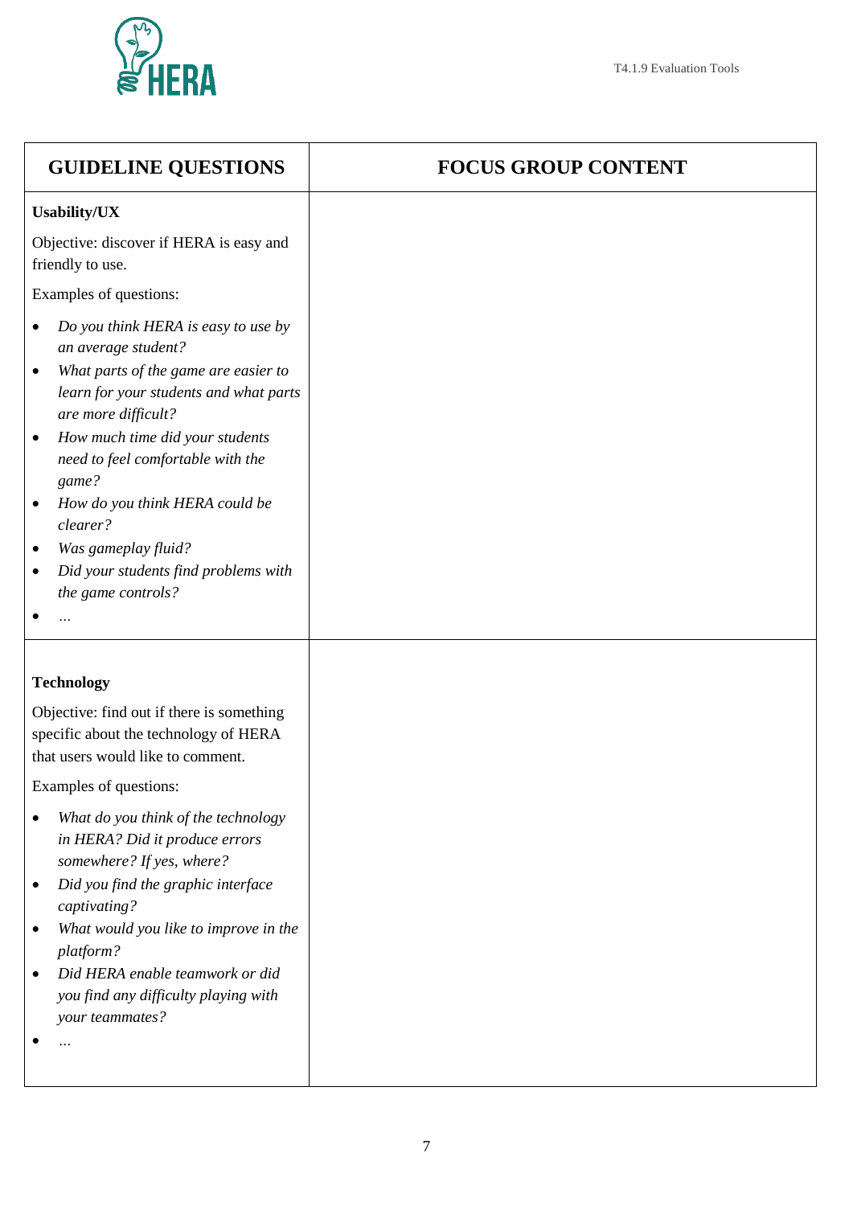| GUIDELINE QUESTIONS | FOCUS GROUP CONTENT |
|---|---|
| **Usability/UX**<br><br>Objective: discover if HERA is easy and friendly to use.<br><br>Examples of questions:<br><br>• *Do you think HERA is easy to use by an average student?*<br>• *What parts of the game are easier to learn for your students and what parts are more difficult?*<br>• *How much time did your students need to feel comfortable with the game?*<br>• *How do you think HERA could be clearer?*<br>• *Was gameplay fluid?*<br>• *Did your students find problems with the game controls?*<br>• *…* | |
| **Technology**<br><br>Objective: find out if there is something specific about the technology of HERA that users would like to comment.<br><br>Examples of questions:<br><br>• *What do you think of the technology in HERA? Did it produce errors somewhere? If yes, where?*<br>• *Did you find the graphic interface captivating?*<br>• *What would you like to improve in the platform?*<br>• *Did HERA enable teamwork or did you find any difficulty playing with your teammates?*<br>• *…* | |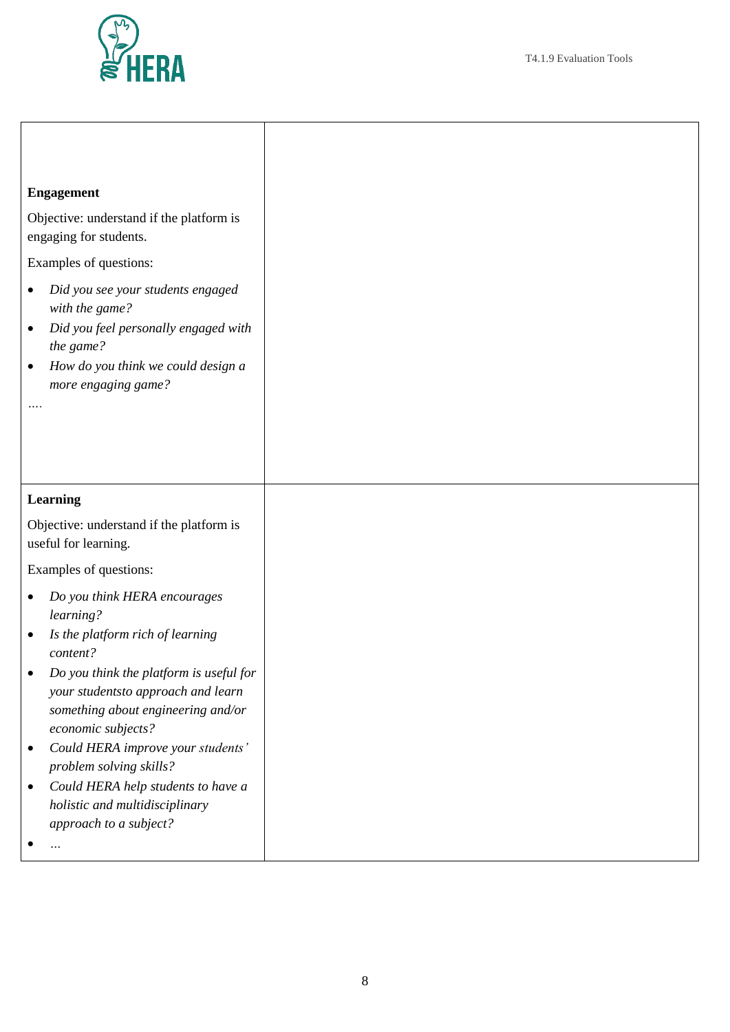| | |
|---|---|
| **Engagement**<br><br>Objective: understand if the platform is engaging for students.<br><br>Examples of questions:<br><br>• *Did you see your students engaged with the game?*<br>• *Did you feel personally engaged with the game?*<br>• *How do you think we could design a more engaging game?*<br><br>…. | |
| **Learning**<br><br>Objective: understand if the platform is useful for learning.<br><br>Examples of questions:<br><br>• *Do you think HERA encourages learning?*<br>• *Is the platform rich of learning content?*<br>• *Do you think the platform is useful for your studentsto approach and learn something about engineering and/or economic subjects?*<br>• *Could HERA improve your students' problem solving skills?*<br>• *Could HERA help students to have a holistic and multidisciplinary approach to a subject?*<br>• … | |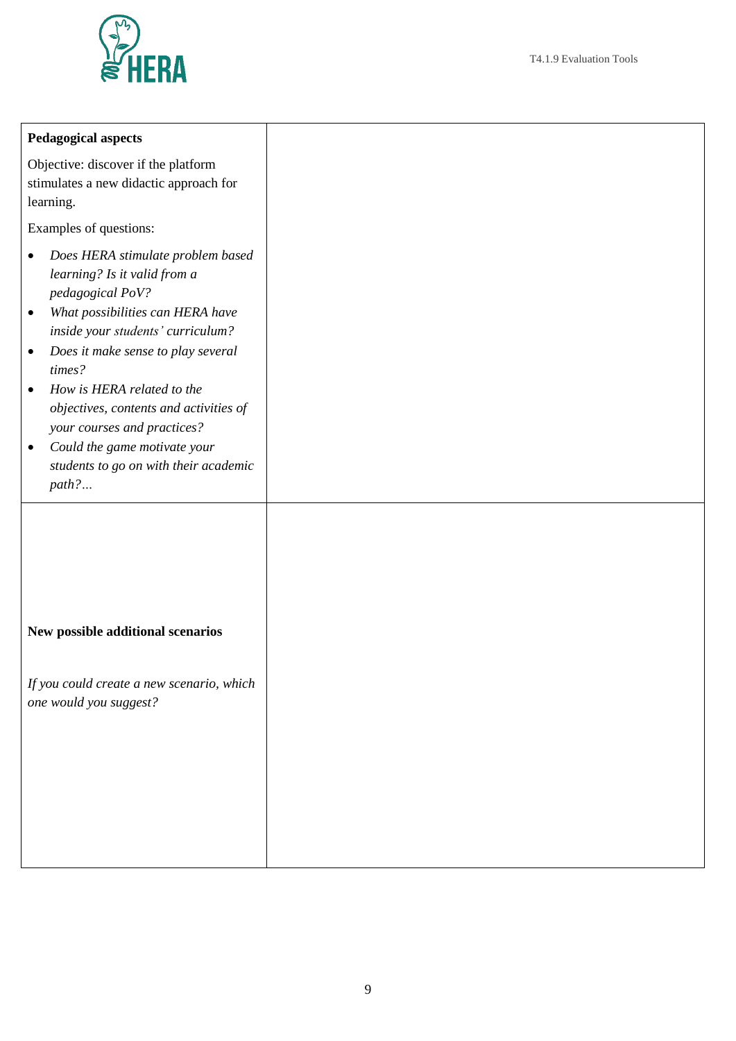| | |
|---|---|
| **Pedagogical aspects**<br><br>Objective: discover if the platform stimulates a new didactic approach for learning.<br><br>Examples of questions:<br><br>• *Does HERA stimulate problem based learning? Is it valid from a pedagogical PoV?*<br>• *What possibilities can HERA have inside your students' curriculum?*<br>• *Does it make sense to play several times?*<br>• *How is HERA related to the objectives, contents and activities of your courses and practices?*<br>• *Could the game motivate your students to go on with their academic path?...* | |
| **New possible additional scenarios**<br><br>*If you could create a new scenario, which one would you suggest?* | |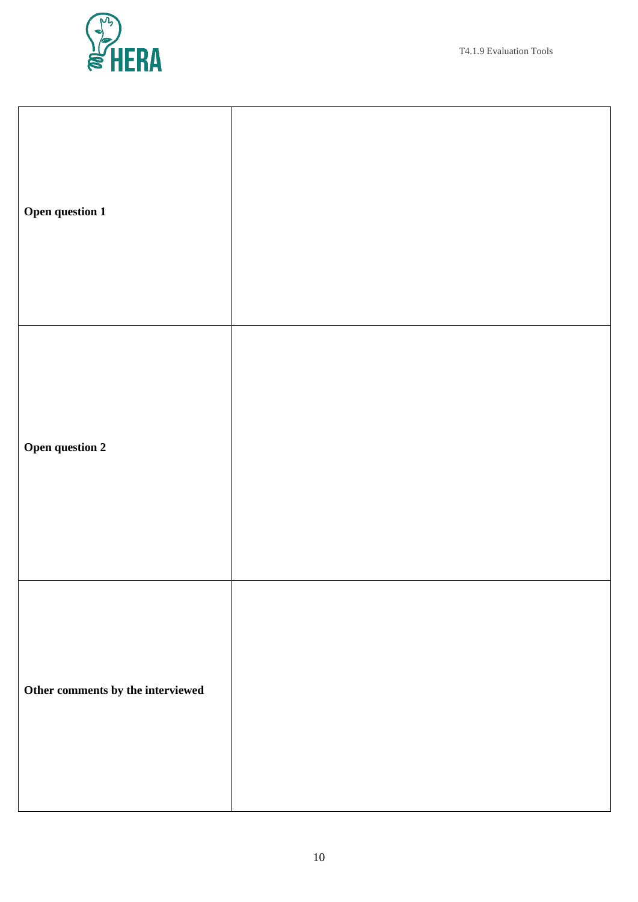| | |
|---|---|
| **Open question 1** | |
| **Open question 2** | |
| **Other comments by the interviewed** | |